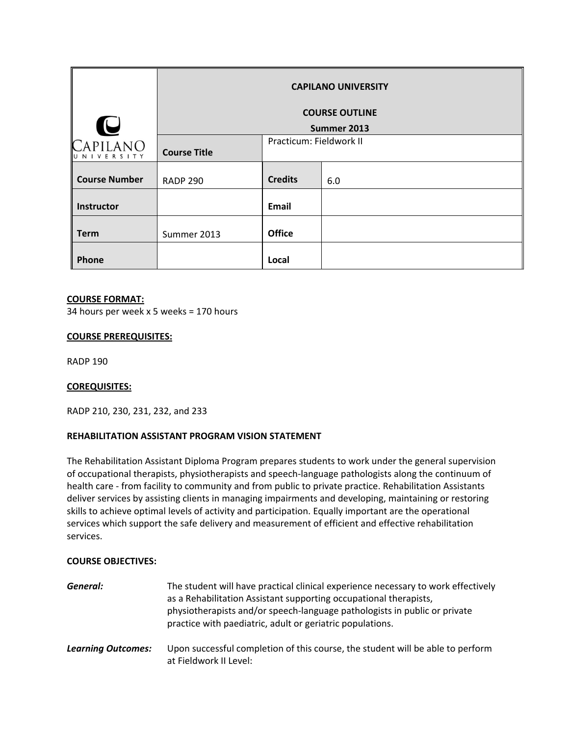| | CAPILANO UNIVERSITY<br><br>COURSE OUTLINE<br>Summer 2013 | | |
|---|---|---|---|
| | **Course Title** | Practicum: Fieldwork II | |
| **Course Number** | RADP 290 | **Credits** | 6.0 |
| **Instructor** | | **Email** | |
| **Term** | Summer 2013 | **Office** | |
| **Phone** | | **Local** | |

**COURSE FORMAT:**
34 hours per week x 5 weeks = 170 hours

**COURSE PREREQUISITES:**

RADP 190

**COREQUISITES:**

RADP 210, 230, 231, 232, and 233

**REHABILITATION ASSISTANT PROGRAM VISION STATEMENT**

The Rehabilitation Assistant Diploma Program prepares students to work under the general supervision of occupational therapists, physiotherapists and speech-language pathologists along the continuum of health care - from facility to community and from public to private practice. Rehabilitation Assistants deliver services by assisting clients in managing impairments and developing, maintaining or restoring skills to achieve optimal levels of activity and participation. Equally important are the operational services which support the safe delivery and measurement of efficient and effective rehabilitation services.

**COURSE OBJECTIVES:**

***General:*** The student will have practical clinical experience necessary to work effectively as a Rehabilitation Assistant supporting occupational therapists, physiotherapists and/or speech-language pathologists in public or private practice with paediatric, adult or geriatric populations.

***Learning Outcomes:*** Upon successful completion of this course, the student will be able to perform at Fieldwork II Level: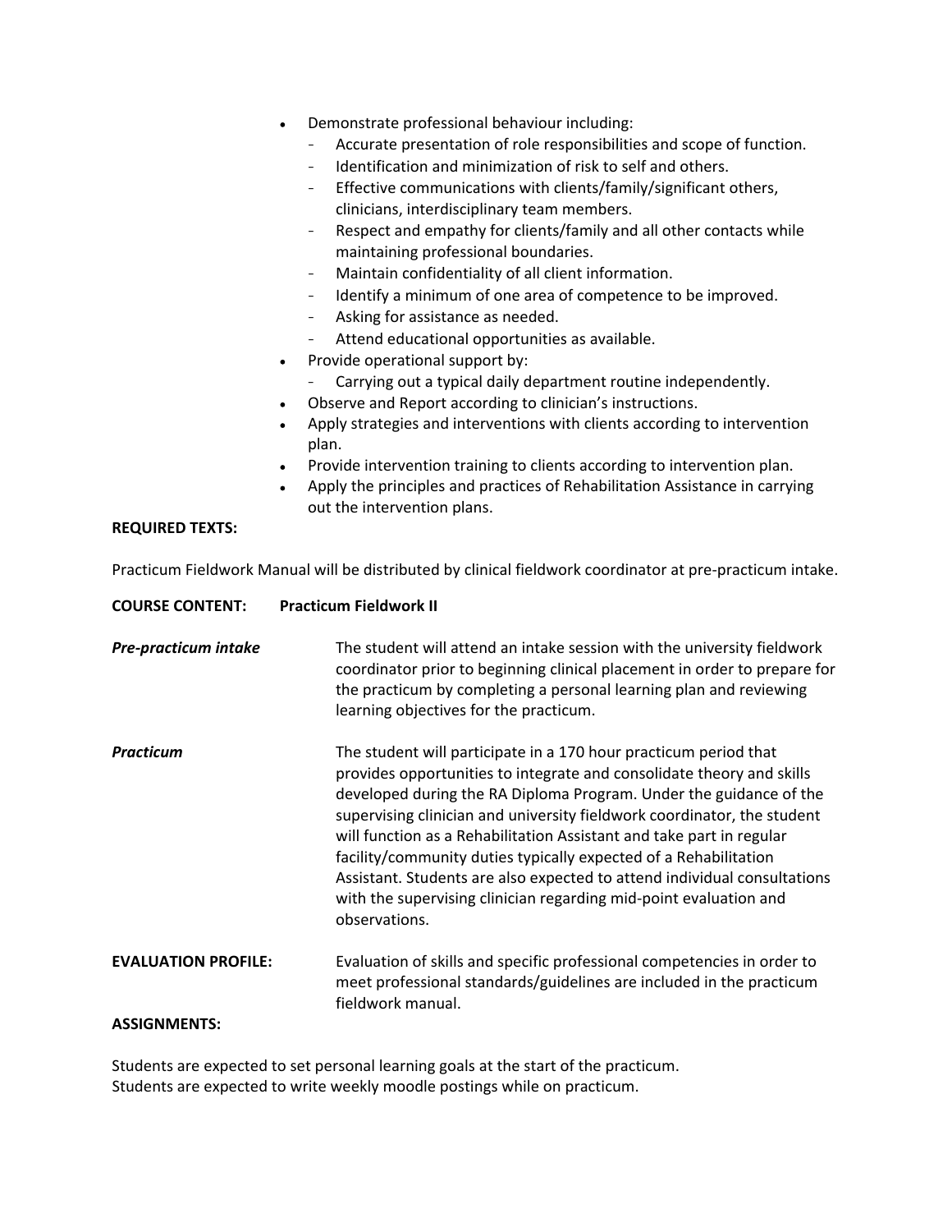- Demonstrate professional behaviour including:
  - Accurate presentation of role responsibilities and scope of function.
  - Identification and minimization of risk to self and others.
  - Effective communications with clients/family/significant others, clinicians, interdisciplinary team members.
  - Respect and empathy for clients/family and all other contacts while maintaining professional boundaries.
  - Maintain confidentiality of all client information.
  - Identify a minimum of one area of competence to be improved.
  - Asking for assistance as needed.
  - Attend educational opportunities as available.
- Provide operational support by:
  - Carrying out a typical daily department routine independently.
- Observe and Report according to clinician's instructions.
- Apply strategies and interventions with clients according to intervention plan.
- Provide intervention training to clients according to intervention plan.
- Apply the principles and practices of Rehabilitation Assistance in carrying out the intervention plans.

**REQUIRED TEXTS:**

Practicum Fieldwork Manual will be distributed by clinical fieldwork coordinator at pre-practicum intake.

**COURSE CONTENT:** **Practicum Fieldwork II**

***Pre-practicum intake*** The student will attend an intake session with the university fieldwork coordinator prior to beginning clinical placement in order to prepare for the practicum by completing a personal learning plan and reviewing learning objectives for the practicum.

***Practicum*** The student will participate in a 170 hour practicum period that provides opportunities to integrate and consolidate theory and skills developed during the RA Diploma Program. Under the guidance of the supervising clinician and university fieldwork coordinator, the student will function as a Rehabilitation Assistant and take part in regular facility/community duties typically expected of a Rehabilitation Assistant. Students are also expected to attend individual consultations with the supervising clinician regarding mid-point evaluation and observations.

**EVALUATION PROFILE:** Evaluation of skills and specific professional competencies in order to meet professional standards/guidelines are included in the practicum fieldwork manual.

**ASSIGNMENTS:**

Students are expected to set personal learning goals at the start of the practicum.
Students are expected to write weekly moodle postings while on practicum.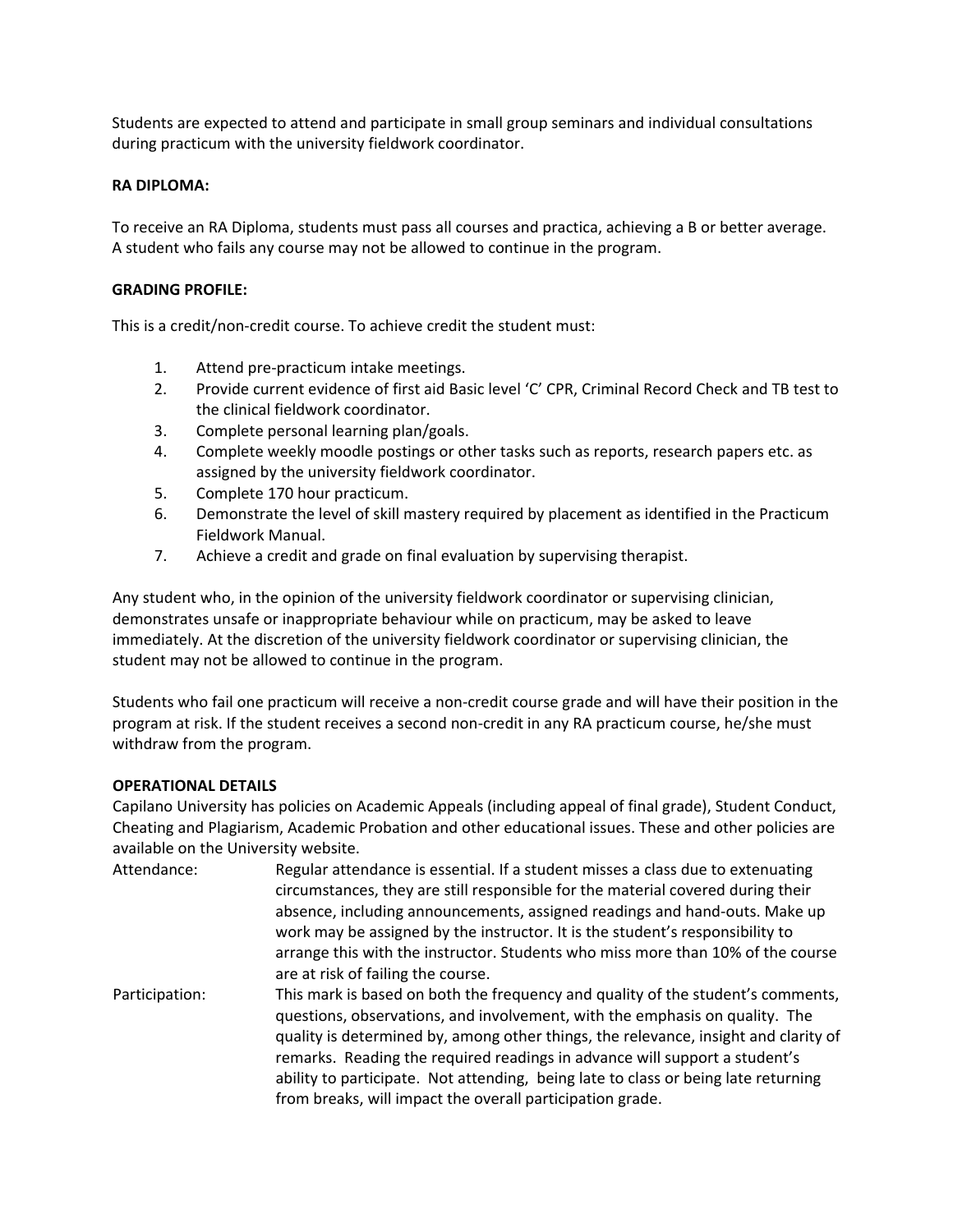Students are expected to attend and participate in small group seminars and individual consultations during practicum with the university fieldwork coordinator.

**RA DIPLOMA:**

To receive an RA Diploma, students must pass all courses and practica, achieving a B or better average. A student who fails any course may not be allowed to continue in the program.

**GRADING PROFILE:**

This is a credit/non-credit course. To achieve credit the student must:

1. Attend pre-practicum intake meetings.
2. Provide current evidence of first aid Basic level 'C' CPR, Criminal Record Check and TB test to the clinical fieldwork coordinator.
3. Complete personal learning plan/goals.
4. Complete weekly moodle postings or other tasks such as reports, research papers etc. as assigned by the university fieldwork coordinator.
5. Complete 170 hour practicum.
6. Demonstrate the level of skill mastery required by placement as identified in the Practicum Fieldwork Manual.
7. Achieve a credit and grade on final evaluation by supervising therapist.

Any student who, in the opinion of the university fieldwork coordinator or supervising clinician, demonstrates unsafe or inappropriate behaviour while on practicum, may be asked to leave immediately. At the discretion of the university fieldwork coordinator or supervising clinician, the student may not be allowed to continue in the program.

Students who fail one practicum will receive a non-credit course grade and will have their position in the program at risk. If the student receives a second non-credit in any RA practicum course, he/she must withdraw from the program.

**OPERATIONAL DETAILS**

Capilano University has policies on Academic Appeals (including appeal of final grade), Student Conduct, Cheating and Plagiarism, Academic Probation and other educational issues. These and other policies are available on the University website.

Attendance: Regular attendance is essential. If a student misses a class due to extenuating circumstances, they are still responsible for the material covered during their absence, including announcements, assigned readings and hand-outs. Make up work may be assigned by the instructor. It is the student's responsibility to arrange this with the instructor. Students who miss more than 10% of the course are at risk of failing the course.

Participation: This mark is based on both the frequency and quality of the student's comments, questions, observations, and involvement, with the emphasis on quality. The quality is determined by, among other things, the relevance, insight and clarity of remarks. Reading the required readings in advance will support a student's ability to participate. Not attending, being late to class or being late returning from breaks, will impact the overall participation grade.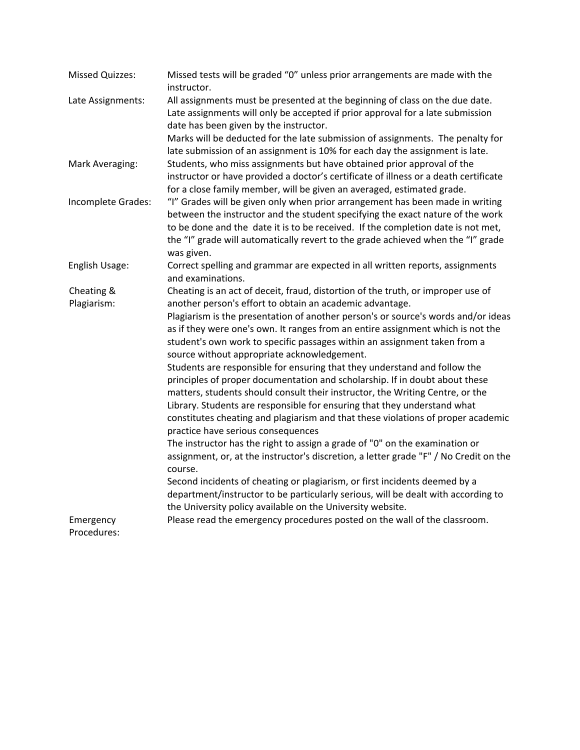| | |
|---|---|
| Missed Quizzes: | Missed tests will be graded “0” unless prior arrangements are made with the instructor. |
| Late Assignments: | All assignments must be presented at the beginning of class on the due date. Late assignments will only be accepted if prior approval for a late submission date has been given by the instructor.<br>Marks will be deducted for the late submission of assignments. The penalty for late submission of an assignment is 10% for each day the assignment is late. |
| Mark Averaging: | Students, who miss assignments but have obtained prior approval of the instructor or have provided a doctor’s certificate of illness or a death certificate for a close family member, will be given an averaged, estimated grade. |
| Incomplete Grades: | “I” Grades will be given only when prior arrangement has been made in writing between the instructor and the student specifying the exact nature of the work to be done and the date it is to be received. If the completion date is not met, the “I” grade will automatically revert to the grade achieved when the “I” grade was given. |
| English Usage: | Correct spelling and grammar are expected in all written reports, assignments and examinations. |
| Cheating & Plagiarism: | Cheating is an act of deceit, fraud, distortion of the truth, or improper use of another person's effort to obtain an academic advantage.<br>Plagiarism is the presentation of another person's or source's words and/or ideas as if they were one's own. It ranges from an entire assignment which is not the student's own work to specific passages within an assignment taken from a source without appropriate acknowledgement.<br>Students are responsible for ensuring that they understand and follow the principles of proper documentation and scholarship. If in doubt about these matters, students should consult their instructor, the Writing Centre, or the Library. Students are responsible for ensuring that they understand what constitutes cheating and plagiarism and that these violations of proper academic practice have serious consequences<br>The instructor has the right to assign a grade of "0" on the examination or assignment, or, at the instructor's discretion, a letter grade "F" / No Credit on the course.<br>Second incidents of cheating or plagiarism, or first incidents deemed by a department/instructor to be particularly serious, will be dealt with according to the University policy available on the University website. |
| Emergency Procedures: | Please read the emergency procedures posted on the wall of the classroom. |